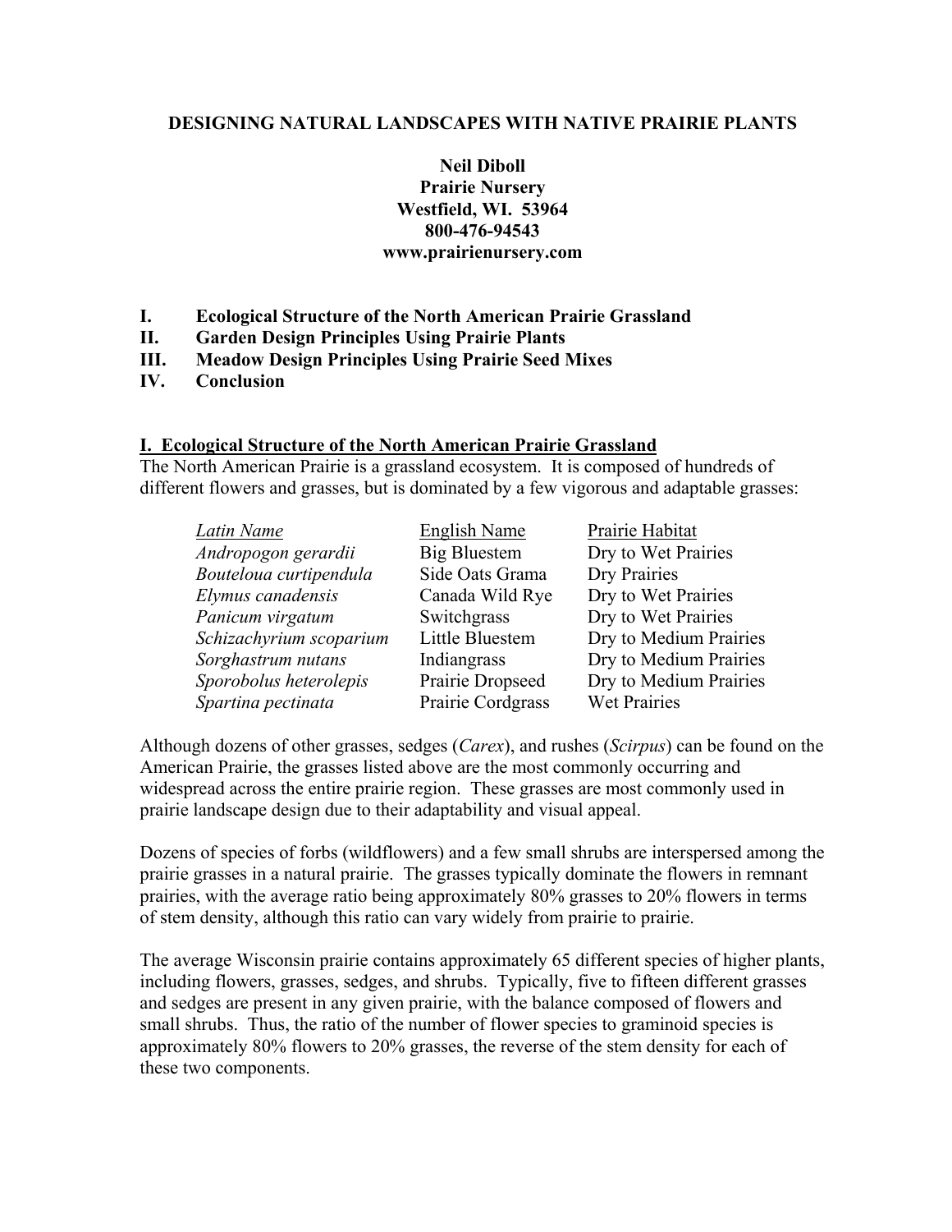# DESIGNING NATURAL LANDSCAPES WITH NATIVE PRAIRIE PLANTS

**Neil Diboll**
**Prairie Nursery**
**Westfield, WI. 53964**
**800-476-94543**
**www.prairienursery.com**

**I. Ecological Structure of the North American Prairie Grassland**
**II. Garden Design Principles Using Prairie Plants**
**III. Meadow Design Principles Using Prairie Seed Mixes**
**IV. Conclusion**

## I. Ecological Structure of the North American Prairie Grassland

The North American Prairie is a grassland ecosystem. It is composed of hundreds of different flowers and grasses, but is dominated by a few vigorous and adaptable grasses:

| *Latin Name* | English Name | Prairie Habitat |
|---|---|---|
| *Andropogon gerardii* | Big Bluestem | Dry to Wet Prairies |
| *Bouteloua curtipendula* | Side Oats Grama | Dry Prairies |
| *Elymus canadensis* | Canada Wild Rye | Dry to Wet Prairies |
| *Panicum virgatum* | Switchgrass | Dry to Wet Prairies |
| *Schizachyrium scoparium* | Little Bluestem | Dry to Medium Prairies |
| *Sorghastrum nutans* | Indiangrass | Dry to Medium Prairies |
| *Sporobolus heterolepis* | Prairie Dropseed | Dry to Medium Prairies |
| *Spartina pectinata* | Prairie Cordgrass | Wet Prairies |

Although dozens of other grasses, sedges (*Carex*), and rushes (*Scirpus*) can be found on the American Prairie, the grasses listed above are the most commonly occurring and widespread across the entire prairie region. These grasses are most commonly used in prairie landscape design due to their adaptability and visual appeal.

Dozens of species of forbs (wildflowers) and a few small shrubs are interspersed among the prairie grasses in a natural prairie. The grasses typically dominate the flowers in remnant prairies, with the average ratio being approximately 80% grasses to 20% flowers in terms of stem density, although this ratio can vary widely from prairie to prairie.

The average Wisconsin prairie contains approximately 65 different species of higher plants, including flowers, grasses, sedges, and shrubs. Typically, five to fifteen different grasses and sedges are present in any given prairie, with the balance composed of flowers and small shrubs. Thus, the ratio of the number of flower species to graminoid species is approximately 80% flowers to 20% grasses, the reverse of the stem density for each of these two components.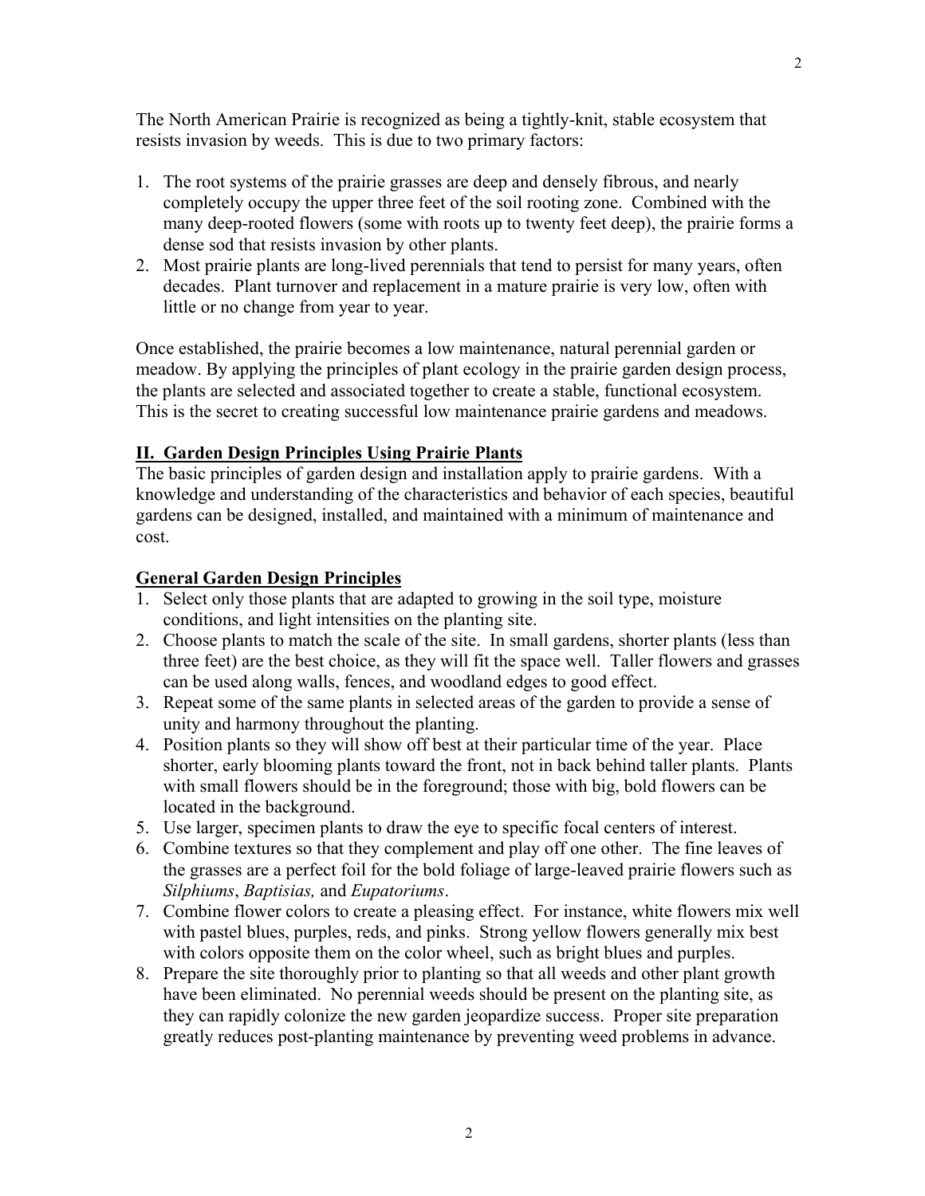The North American Prairie is recognized as being a tightly-knit, stable ecosystem that resists invasion by weeds. This is due to two primary factors:

1. The root systems of the prairie grasses are deep and densely fibrous, and nearly completely occupy the upper three feet of the soil rooting zone. Combined with the many deep-rooted flowers (some with roots up to twenty feet deep), the prairie forms a dense sod that resists invasion by other plants.
2. Most prairie plants are long-lived perennials that tend to persist for many years, often decades. Plant turnover and replacement in a mature prairie is very low, often with little or no change from year to year.

Once established, the prairie becomes a low maintenance, natural perennial garden or meadow. By applying the principles of plant ecology in the prairie garden design process, the plants are selected and associated together to create a stable, functional ecosystem. This is the secret to creating successful low maintenance prairie gardens and meadows.

## II. Garden Design Principles Using Prairie Plants

The basic principles of garden design and installation apply to prairie gardens. With a knowledge and understanding of the characteristics and behavior of each species, beautiful gardens can be designed, installed, and maintained with a minimum of maintenance and cost.

### General Garden Design Principles

1. Select only those plants that are adapted to growing in the soil type, moisture conditions, and light intensities on the planting site.
2. Choose plants to match the scale of the site. In small gardens, shorter plants (less than three feet) are the best choice, as they will fit the space well. Taller flowers and grasses can be used along walls, fences, and woodland edges to good effect.
3. Repeat some of the same plants in selected areas of the garden to provide a sense of unity and harmony throughout the planting.
4. Position plants so they will show off best at their particular time of the year. Place shorter, early blooming plants toward the front, not in back behind taller plants. Plants with small flowers should be in the foreground; those with big, bold flowers can be located in the background.
5. Use larger, specimen plants to draw the eye to specific focal centers of interest.
6. Combine textures so that they complement and play off one other. The fine leaves of the grasses are a perfect foil for the bold foliage of large-leaved prairie flowers such as *Silphiums*, *Baptisias,* and *Eupatoriums*.
7. Combine flower colors to create a pleasing effect. For instance, white flowers mix well with pastel blues, purples, reds, and pinks. Strong yellow flowers generally mix best with colors opposite them on the color wheel, such as bright blues and purples.
8. Prepare the site thoroughly prior to planting so that all weeds and other plant growth have been eliminated. No perennial weeds should be present on the planting site, as they can rapidly colonize the new garden jeopardize success. Proper site preparation greatly reduces post-planting maintenance by preventing weed problems in advance.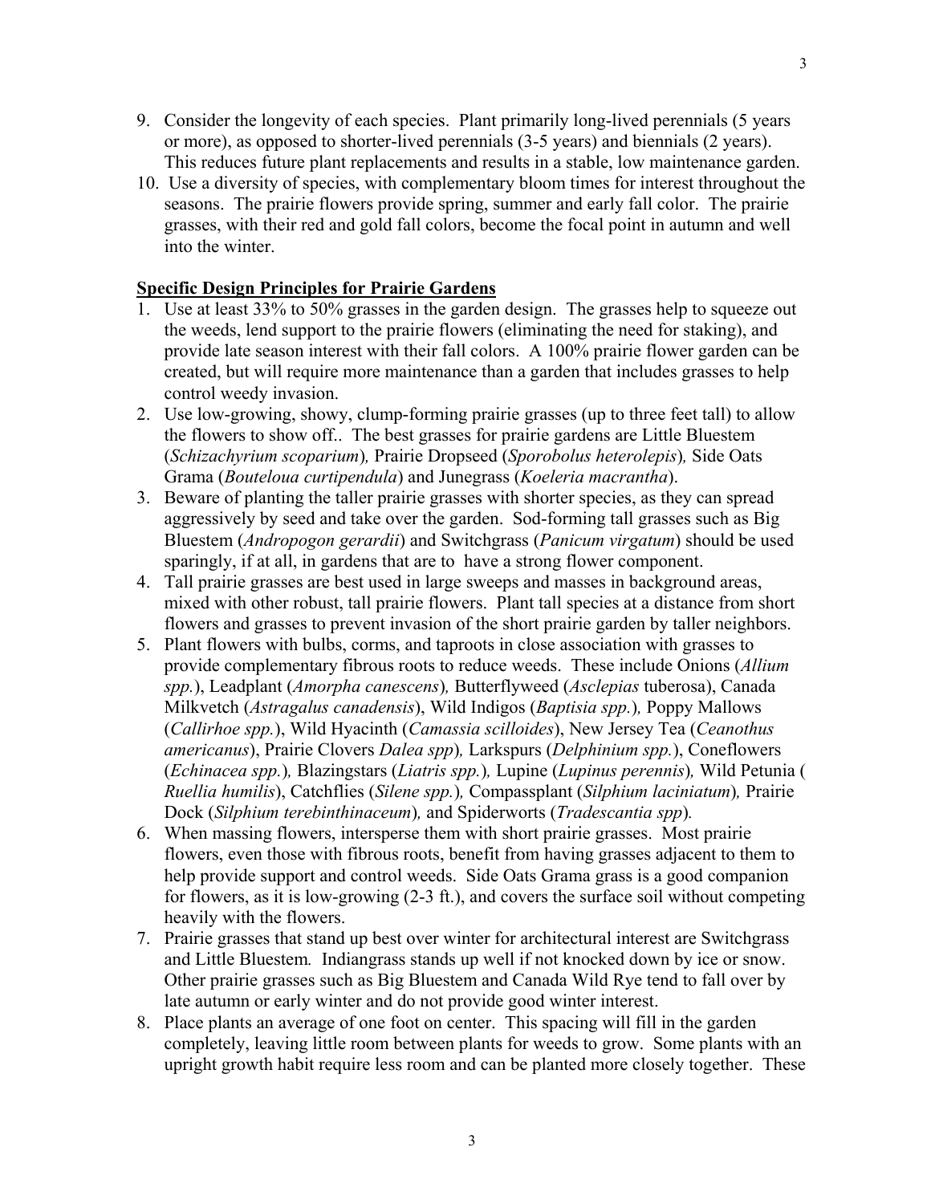9. Consider the longevity of each species. Plant primarily long-lived perennials (5 years or more), as opposed to shorter-lived perennials (3-5 years) and biennials (2 years). This reduces future plant replacements and results in a stable, low maintenance garden.
10. Use a diversity of species, with complementary bloom times for interest throughout the seasons. The prairie flowers provide spring, summer and early fall color. The prairie grasses, with their red and gold fall colors, become the focal point in autumn and well into the winter.

**Specific Design Principles for Prairie Gardens**

1. Use at least 33% to 50% grasses in the garden design. The grasses help to squeeze out the weeds, lend support to the prairie flowers (eliminating the need for staking), and provide late season interest with their fall colors. A 100% prairie flower garden can be created, but will require more maintenance than a garden that includes grasses to help control weedy invasion.
2. Use low-growing, showy, clump-forming prairie grasses (up to three feet tall) to allow the flowers to show off.. The best grasses for prairie gardens are Little Bluestem (*Schizachyrium scoparium*), Prairie Dropseed (*Sporobolus heterolepis*), Side Oats Grama (*Bouteloua curtipendula*) and Junegrass (*Koeleria macrantha*).
3. Beware of planting the taller prairie grasses with shorter species, as they can spread aggressively by seed and take over the garden. Sod-forming tall grasses such as Big Bluestem (*Andropogon gerardii*) and Switchgrass (*Panicum virgatum*) should be used sparingly, if at all, in gardens that are to have a strong flower component.
4. Tall prairie grasses are best used in large sweeps and masses in background areas, mixed with other robust, tall prairie flowers. Plant tall species at a distance from short flowers and grasses to prevent invasion of the short prairie garden by taller neighbors.
5. Plant flowers with bulbs, corms, and taproots in close association with grasses to provide complementary fibrous roots to reduce weeds. These include Onions (*Allium spp.*), Leadplant (*Amorpha canescens*), Butterflyweed (*Asclepias* tuberosa), Canada Milkvetch (*Astragalus canadensis*), Wild Indigos (*Baptisia spp.*), Poppy Mallows (*Callirhoe spp.*), Wild Hyacinth (*Camassia scilloides*), New Jersey Tea (*Ceanothus americanus*), Prairie Clovers *Dalea spp*), Larkspurs (*Delphinium spp.*), Coneflowers (*Echinacea spp.*), Blazingstars (*Liatris spp.*), Lupine (*Lupinus perennis*), Wild Petunia ( *Ruellia humilis*), Catchflies (*Silene spp.*), Compassplant (*Silphium laciniatum*), Prairie Dock (*Silphium terebinthinaceum*), and Spiderworts (*Tradescantia spp*).
6. When massing flowers, intersperse them with short prairie grasses. Most prairie flowers, even those with fibrous roots, benefit from having grasses adjacent to them to help provide support and control weeds. Side Oats Grama grass is a good companion for flowers, as it is low-growing (2-3 ft.), and covers the surface soil without competing heavily with the flowers.
7. Prairie grasses that stand up best over winter for architectural interest are Switchgrass and Little Bluestem. Indiangrass stands up well if not knocked down by ice or snow. Other prairie grasses such as Big Bluestem and Canada Wild Rye tend to fall over by late autumn or early winter and do not provide good winter interest.
8. Place plants an average of one foot on center. This spacing will fill in the garden completely, leaving little room between plants for weeds to grow. Some plants with an upright growth habit require less room and can be planted more closely together. These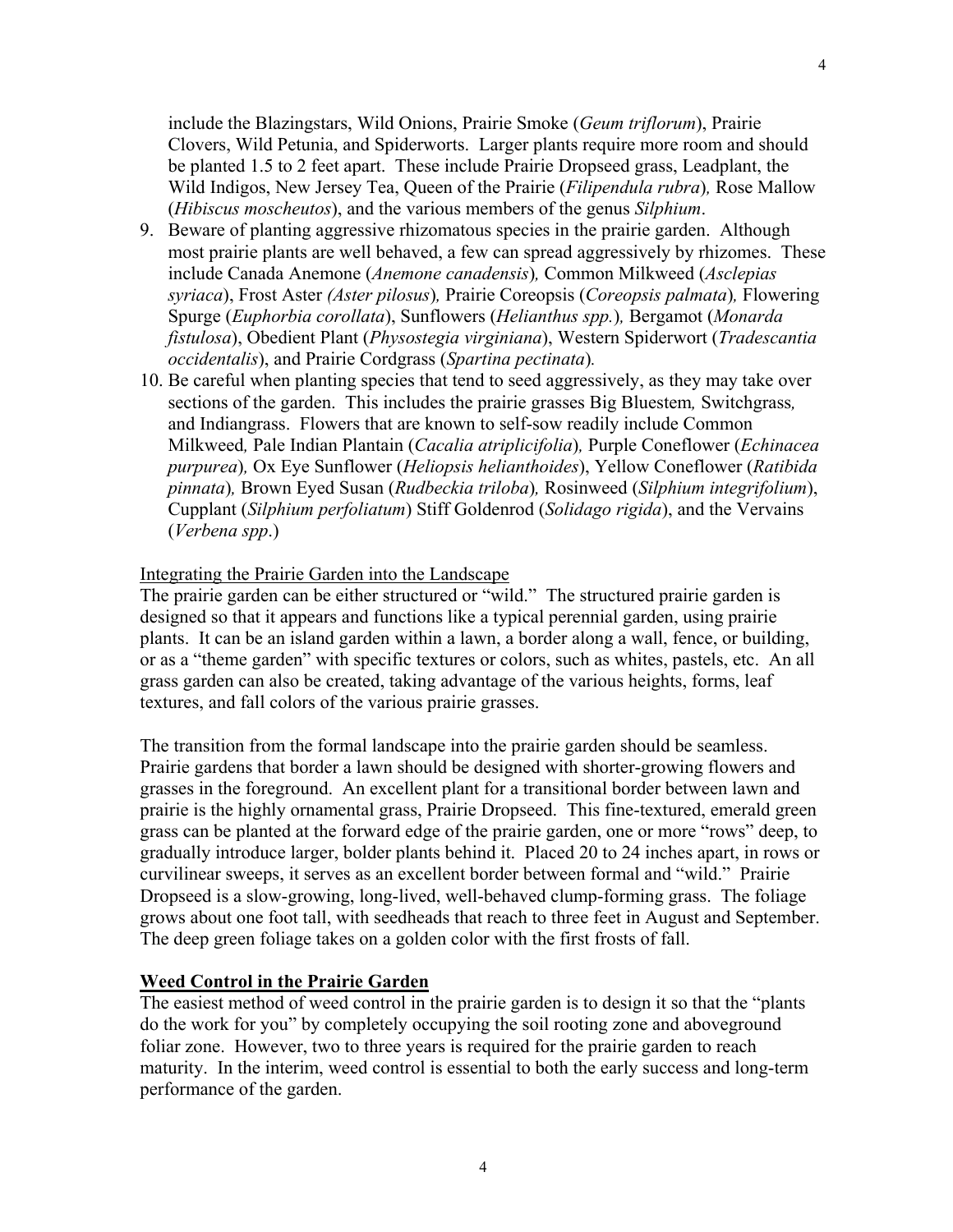include the Blazingstars, Wild Onions, Prairie Smoke (*Geum triflorum*), Prairie Clovers, Wild Petunia, and Spiderworts. Larger plants require more room and should be planted 1.5 to 2 feet apart. These include Prairie Dropseed grass, Leadplant, the Wild Indigos, New Jersey Tea, Queen of the Prairie (*Filipendula rubra*), Rose Mallow (*Hibiscus moscheutos*), and the various members of the genus *Silphium*.

9. Beware of planting aggressive rhizomatous species in the prairie garden. Although most prairie plants are well behaved, a few can spread aggressively by rhizomes. These include Canada Anemone (*Anemone canadensis*), Common Milkweed (*Asclepias syriaca*), Frost Aster *(Aster pilosus*), Prairie Coreopsis (*Coreopsis palmata*), Flowering Spurge (*Euphorbia corollata*), Sunflowers (*Helianthus spp.*), Bergamot (*Monarda fistulosa*), Obedient Plant (*Physostegia virginiana*), Western Spiderwort (*Tradescantia occidentalis*), and Prairie Cordgrass (*Spartina pectinata*).
10. Be careful when planting species that tend to seed aggressively, as they may take over sections of the garden. This includes the prairie grasses Big Bluestem, Switchgrass, and Indiangrass. Flowers that are known to self-sow readily include Common Milkweed, Pale Indian Plantain (*Cacalia atriplicifolia*), Purple Coneflower (*Echinacea purpurea*), Ox Eye Sunflower (*Heliopsis helianthoides*), Yellow Coneflower (*Ratibida pinnata*), Brown Eyed Susan (*Rudbeckia triloba*), Rosinweed (*Silphium integrifolium*), Cupplant (*Silphium perfoliatum*) Stiff Goldenrod (*Solidago rigida*), and the Vervains (*Verbena spp*.)

<u>Integrating the Prairie Garden into the Landscape</u>

The prairie garden can be either structured or "wild." The structured prairie garden is designed so that it appears and functions like a typical perennial garden, using prairie plants. It can be an island garden within a lawn, a border along a wall, fence, or building, or as a "theme garden" with specific textures or colors, such as whites, pastels, etc. An all grass garden can also be created, taking advantage of the various heights, forms, leaf textures, and fall colors of the various prairie grasses.

The transition from the formal landscape into the prairie garden should be seamless. Prairie gardens that border a lawn should be designed with shorter-growing flowers and grasses in the foreground. An excellent plant for a transitional border between lawn and prairie is the highly ornamental grass, Prairie Dropseed. This fine-textured, emerald green grass can be planted at the forward edge of the prairie garden, one or more "rows" deep, to gradually introduce larger, bolder plants behind it. Placed 20 to 24 inches apart, in rows or curvilinear sweeps, it serves as an excellent border between formal and "wild." Prairie Dropseed is a slow-growing, long-lived, well-behaved clump-forming grass. The foliage grows about one foot tall, with seedheads that reach to three feet in August and September. The deep green foliage takes on a golden color with the first frosts of fall.

## Weed Control in the Prairie Garden

The easiest method of weed control in the prairie garden is to design it so that the "plants do the work for you" by completely occupying the soil rooting zone and aboveground foliar zone. However, two to three years is required for the prairie garden to reach maturity. In the interim, weed control is essential to both the early success and long-term performance of the garden.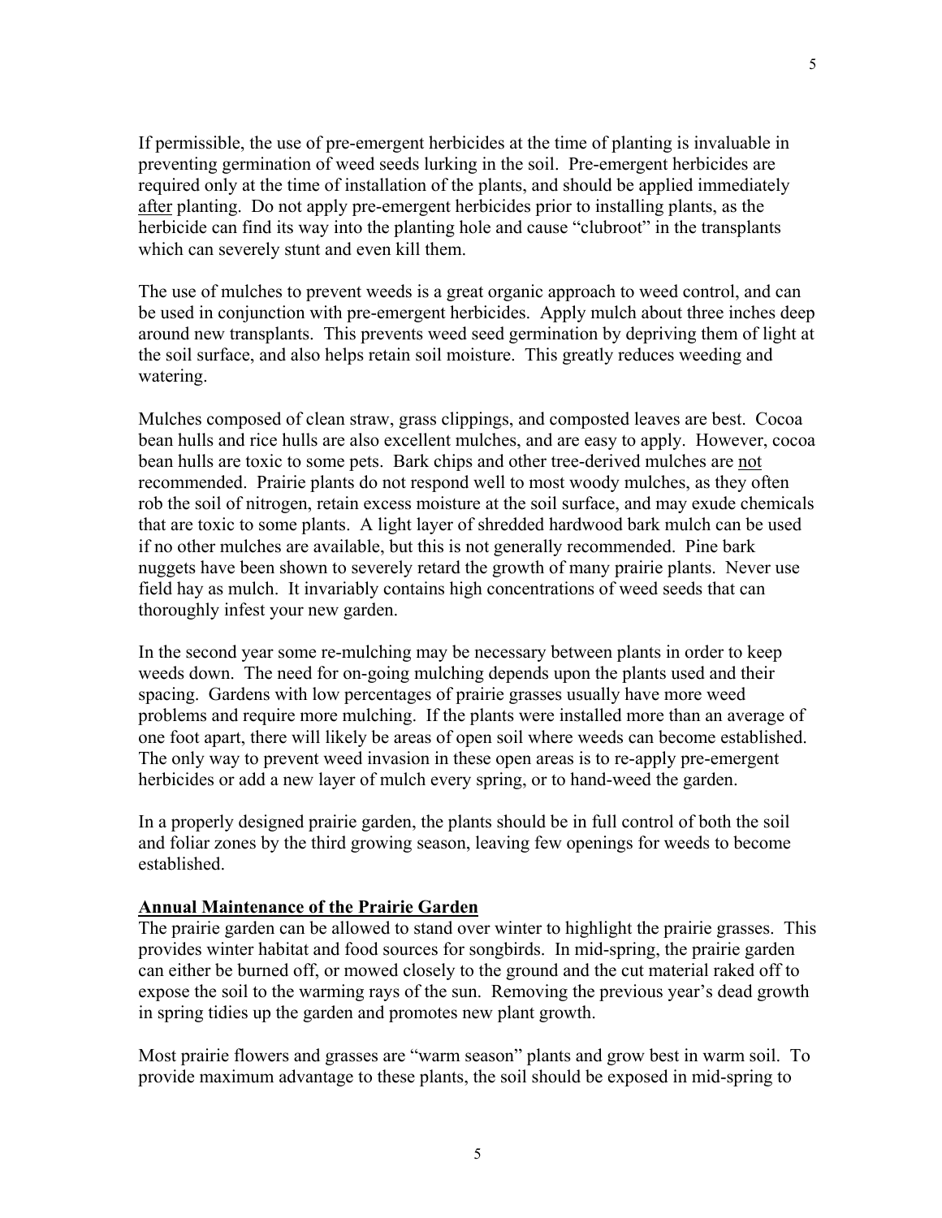If permissible, the use of pre-emergent herbicides at the time of planting is invaluable in preventing germination of weed seeds lurking in the soil. Pre-emergent herbicides are required only at the time of installation of the plants, and should be applied immediately <u>after</u> planting. Do not apply pre-emergent herbicides prior to installing plants, as the herbicide can find its way into the planting hole and cause "clubroot" in the transplants which can severely stunt and even kill them.

The use of mulches to prevent weeds is a great organic approach to weed control, and can be used in conjunction with pre-emergent herbicides. Apply mulch about three inches deep around new transplants. This prevents weed seed germination by depriving them of light at the soil surface, and also helps retain soil moisture. This greatly reduces weeding and watering.

Mulches composed of clean straw, grass clippings, and composted leaves are best. Cocoa bean hulls and rice hulls are also excellent mulches, and are easy to apply. However, cocoa bean hulls are toxic to some pets. Bark chips and other tree-derived mulches are <u>not</u> recommended. Prairie plants do not respond well to most woody mulches, as they often rob the soil of nitrogen, retain excess moisture at the soil surface, and may exude chemicals that are toxic to some plants. A light layer of shredded hardwood bark mulch can be used if no other mulches are available, but this is not generally recommended. Pine bark nuggets have been shown to severely retard the growth of many prairie plants. Never use field hay as mulch. It invariably contains high concentrations of weed seeds that can thoroughly infest your new garden.

In the second year some re-mulching may be necessary between plants in order to keep weeds down. The need for on-going mulching depends upon the plants used and their spacing. Gardens with low percentages of prairie grasses usually have more weed problems and require more mulching. If the plants were installed more than an average of one foot apart, there will likely be areas of open soil where weeds can become established. The only way to prevent weed invasion in these open areas is to re-apply pre-emergent herbicides or add a new layer of mulch every spring, or to hand-weed the garden.

In a properly designed prairie garden, the plants should be in full control of both the soil and foliar zones by the third growing season, leaving few openings for weeds to become established.

## Annual Maintenance of the Prairie Garden

The prairie garden can be allowed to stand over winter to highlight the prairie grasses. This provides winter habitat and food sources for songbirds. In mid-spring, the prairie garden can either be burned off, or mowed closely to the ground and the cut material raked off to expose the soil to the warming rays of the sun. Removing the previous year's dead growth in spring tidies up the garden and promotes new plant growth.

Most prairie flowers and grasses are "warm season" plants and grow best in warm soil. To provide maximum advantage to these plants, the soil should be exposed in mid-spring to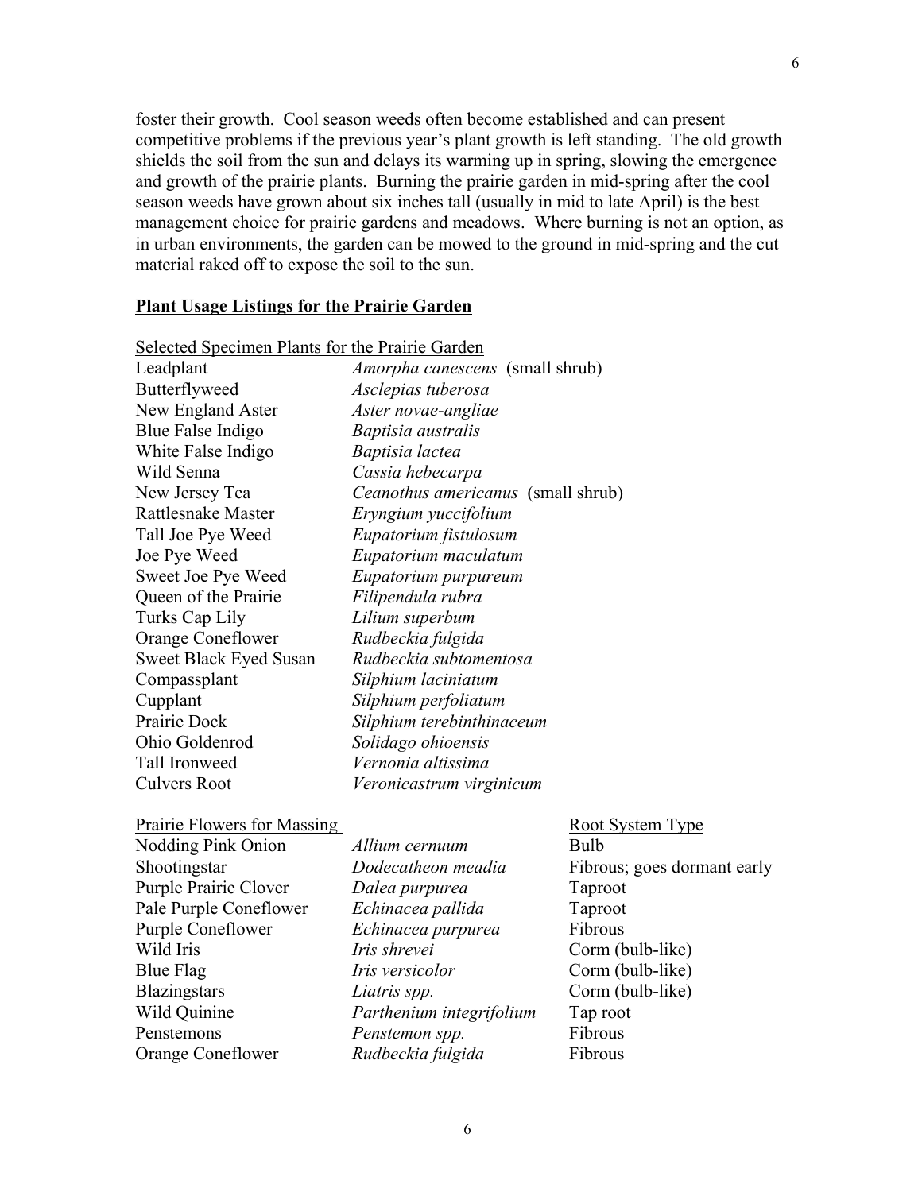foster their growth. Cool season weeds often become established and can present competitive problems if the previous year's plant growth is left standing. The old growth shields the soil from the sun and delays its warming up in spring, slowing the emergence and growth of the prairie plants. Burning the prairie garden in mid-spring after the cool season weeds have grown about six inches tall (usually in mid to late April) is the best management choice for prairie gardens and meadows. Where burning is not an option, as in urban environments, the garden can be mowed to the ground in mid-spring and the cut material raked off to expose the soil to the sun.

## Plant Usage Listings for the Prairie Garden

Selected Specimen Plants for the Prairie Garden

| Common Name | Scientific Name |
|---|---|
| Leadplant | *Amorpha canescens* (small shrub) |
| Butterflyweed | *Asclepias tuberosa* |
| New England Aster | *Aster novae-angliae* |
| Blue False Indigo | *Baptisia australis* |
| White False Indigo | *Baptisia lactea* |
| Wild Senna | *Cassia hebecarpa* |
| New Jersey Tea | *Ceanothus americanus* (small shrub) |
| Rattlesnake Master | *Eryngium yuccifolium* |
| Tall Joe Pye Weed | *Eupatorium fistulosum* |
| Joe Pye Weed | *Eupatorium maculatum* |
| Sweet Joe Pye Weed | *Eupatorium purpureum* |
| Queen of the Prairie | *Filipendula rubra* |
| Turks Cap Lily | *Lilium superbum* |
| Orange Coneflower | *Rudbeckia fulgida* |
| Sweet Black Eyed Susan | *Rudbeckia subtomentosa* |
| Compassplant | *Silphium laciniatum* |
| Cupplant | *Silphium perfoliatum* |
| Prairie Dock | *Silphium terebinthinaceum* |
| Ohio Goldenrod | *Solidago ohioensis* |
| Tall Ironweed | *Vernonia altissima* |
| Culvers Root | *Veronicastrum virginicum* |

| Prairie Flowers for Massing | | Root System Type |
|---|---|---|
| Nodding Pink Onion | *Allium cernuum* | Bulb |
| Shootingstar | *Dodecatheon meadia* | Fibrous; goes dormant early |
| Purple Prairie Clover | *Dalea purpurea* | Taproot |
| Pale Purple Coneflower | *Echinacea pallida* | Taproot |
| Purple Coneflower | *Echinacea purpurea* | Fibrous |
| Wild Iris | *Iris shrevei* | Corm (bulb-like) |
| Blue Flag | *Iris versicolor* | Corm (bulb-like) |
| Blazingstars | *Liatris spp.* | Corm (bulb-like) |
| Wild Quinine | *Parthenium integrifolium* | Tap root |
| Penstemons | *Penstemon spp.* | Fibrous |
| Orange Coneflower | *Rudbeckia fulgida* | Fibrous |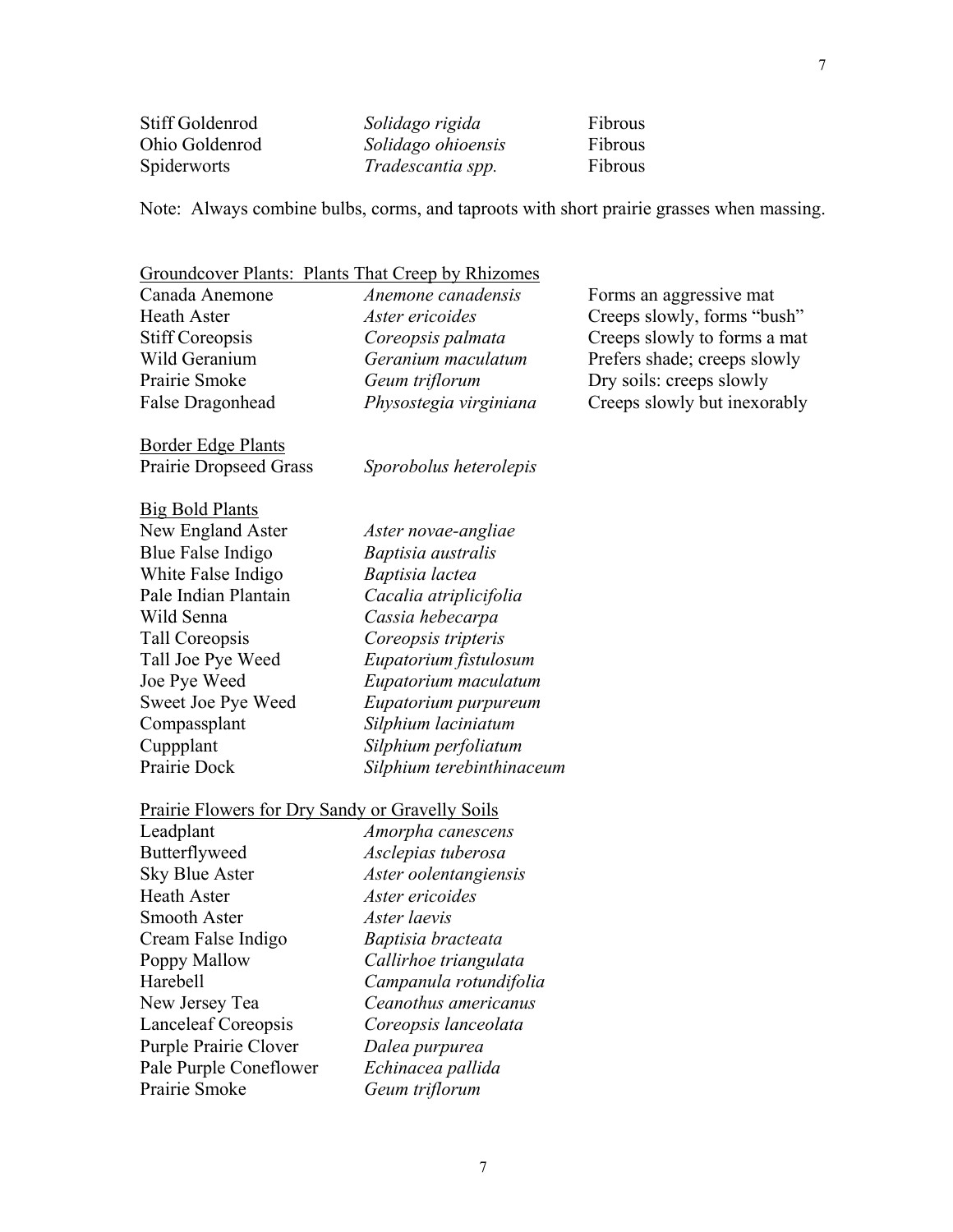| | | |
|---|---|---|
| Stiff Goldenrod | *Solidago rigida* | Fibrous |
| Ohio Goldenrod | *Solidago ohioensis* | Fibrous |
| Spiderworts | *Tradescantia spp.* | Fibrous |

Note: Always combine bulbs, corms, and taproots with short prairie grasses when massing.

Groundcover Plants: Plants That Creep by Rhizomes

| | | |
|---|---|---|
| Canada Anemone | *Anemone canadensis* | Forms an aggressive mat |
| Heath Aster | *Aster ericoides* | Creeps slowly, forms "bush" |
| Stiff Coreopsis | *Coreopsis palmata* | Creeps slowly to forms a mat |
| Wild Geranium | *Geranium maculatum* | Prefers shade; creeps slowly |
| Prairie Smoke | *Geum triflorum* | Dry soils: creeps slowly |
| False Dragonhead | *Physostegia virginiana* | Creeps slowly but inexorably |

Border Edge Plants

| | |
|---|---|
| Prairie Dropseed Grass | *Sporobolus heterolepis* |

Big Bold Plants

| | |
|---|---|
| New England Aster | *Aster novae-angliae* |
| Blue False Indigo | *Baptisia australis* |
| White False Indigo | *Baptisia lactea* |
| Pale Indian Plantain | *Cacalia atriplicifolia* |
| Wild Senna | *Cassia hebecarpa* |
| Tall Coreopsis | *Coreopsis tripteris* |
| Tall Joe Pye Weed | *Eupatorium fistulosum* |
| Joe Pye Weed | *Eupatorium maculatum* |
| Sweet Joe Pye Weed | *Eupatorium purpureum* |
| Compassplant | *Silphium laciniatum* |
| Cuppplant | *Silphium perfoliatum* |
| Prairie Dock | *Silphium terebinthinaceum* |

Prairie Flowers for Dry Sandy or Gravelly Soils

| | |
|---|---|
| Leadplant | *Amorpha canescens* |
| Butterflyweed | *Asclepias tuberosa* |
| Sky Blue Aster | *Aster oolentangiensis* |
| Heath Aster | *Aster ericoides* |
| Smooth Aster | *Aster laevis* |
| Cream False Indigo | *Baptisia bracteata* |
| Poppy Mallow | *Callirhoe triangulata* |
| Harebell | *Campanula rotundifolia* |
| New Jersey Tea | *Ceanothus americanus* |
| Lanceleaf Coreopsis | *Coreopsis lanceolata* |
| Purple Prairie Clover | *Dalea purpurea* |
| Pale Purple Coneflower | *Echinacea pallida* |
| Prairie Smoke | *Geum triflorum* |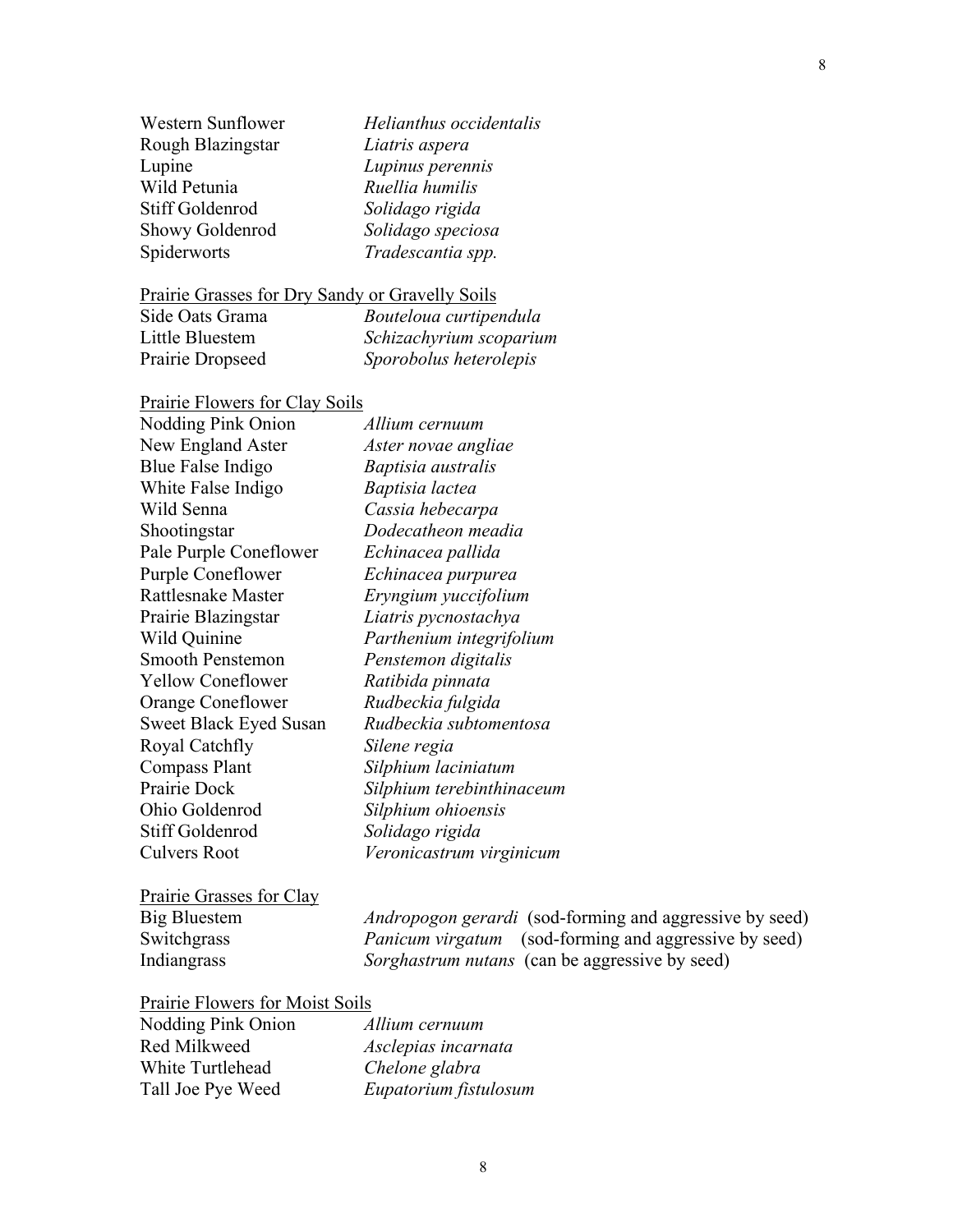| | |
|---|---|
| Western Sunflower | *Helianthus occidentalis* |
| Rough Blazingstar | *Liatris aspera* |
| Lupine | *Lupinus perennis* |
| Wild Petunia | *Ruellia humilis* |
| Stiff Goldenrod | *Solidago rigida* |
| Showy Goldenrod | *Solidago speciosa* |
| Spiderworts | *Tradescantia spp.* |

<u>Prairie Grasses for Dry Sandy or Gravelly Soils</u>

| | |
|---|---|
| Side Oats Grama | *Bouteloua curtipendula* |
| Little Bluestem | *Schizachyrium scoparium* |
| Prairie Dropseed | *Sporobolus heterolepis* |

<u>Prairie Flowers for Clay Soils</u>

| | |
|---|---|
| Nodding Pink Onion | *Allium cernuum* |
| New England Aster | *Aster novae angliae* |
| Blue False Indigo | *Baptisia australis* |
| White False Indigo | *Baptisia lactea* |
| Wild Senna | *Cassia hebecarpa* |
| Shootingstar | *Dodecatheon meadia* |
| Pale Purple Coneflower | *Echinacea pallida* |
| Purple Coneflower | *Echinacea purpurea* |
| Rattlesnake Master | *Eryngium yuccifolium* |
| Prairie Blazingstar | *Liatris pycnostachya* |
| Wild Quinine | *Parthenium integrifolium* |
| Smooth Penstemon | *Penstemon digitalis* |
| Yellow Coneflower | *Ratibida pinnata* |
| Orange Coneflower | *Rudbeckia fulgida* |
| Sweet Black Eyed Susan | *Rudbeckia subtomentosa* |
| Royal Catchfly | *Silene regia* |
| Compass Plant | *Silphium laciniatum* |
| Prairie Dock | *Silphium terebinthinaceum* |
| Ohio Goldenrod | *Silphium ohioensis* |
| Stiff Goldenrod | *Solidago rigida* |
| Culvers Root | *Veronicastrum virginicum* |

<u>Prairie Grasses for Clay</u>

| | |
|---|---|
| Big Bluestem | *Andropogon gerardi* (sod-forming and aggressive by seed) |
| Switchgrass | *Panicum virgatum* (sod-forming and aggressive by seed) |
| Indiangrass | *Sorghastrum nutans* (can be aggressive by seed) |

<u>Prairie Flowers for Moist Soils</u>

| | |
|---|---|
| Nodding Pink Onion | *Allium cernuum* |
| Red Milkweed | *Asclepias incarnata* |
| White Turtlehead | *Chelone glabra* |
| Tall Joe Pye Weed | *Eupatorium fistulosum* |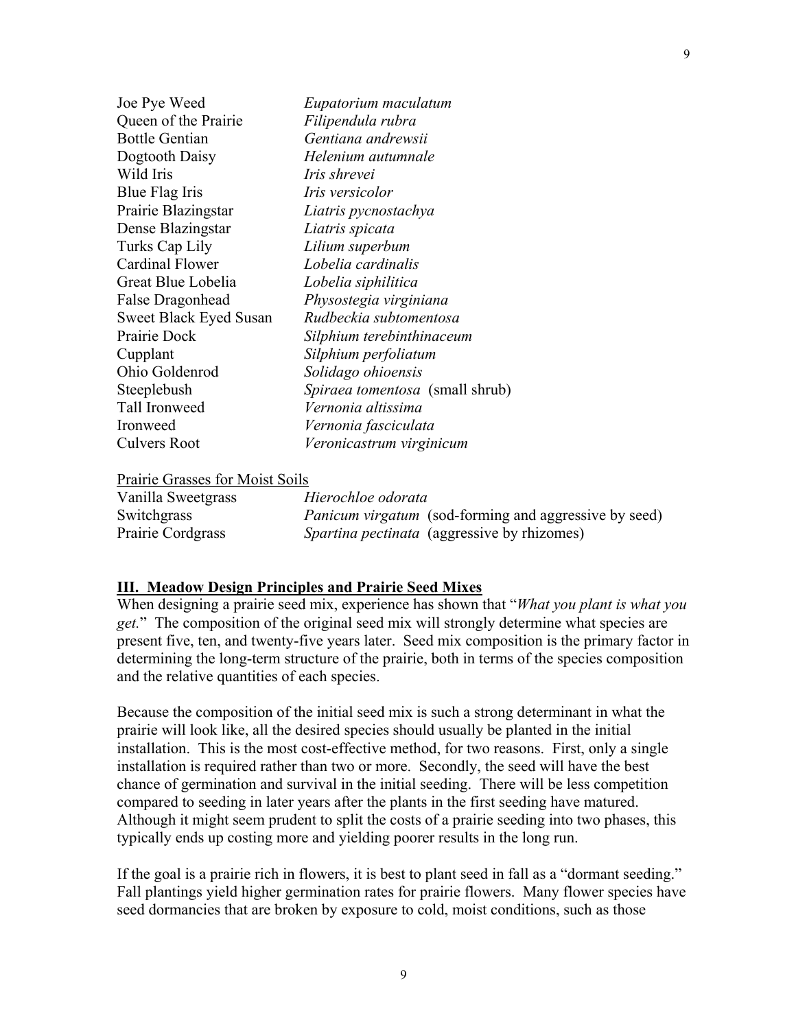| | |
|---|---|
| Joe Pye Weed | *Eupatorium maculatum* |
| Queen of the Prairie | *Filipendula rubra* |
| Bottle Gentian | *Gentiana andrewsii* |
| Dogtooth Daisy | *Helenium autumnale* |
| Wild Iris | *Iris shrevei* |
| Blue Flag Iris | *Iris versicolor* |
| Prairie Blazingstar | *Liatris pycnostachya* |
| Dense Blazingstar | *Liatris spicata* |
| Turks Cap Lily | *Lilium superbum* |
| Cardinal Flower | *Lobelia cardinalis* |
| Great Blue Lobelia | *Lobelia siphilitica* |
| False Dragonhead | *Physostegia virginiana* |
| Sweet Black Eyed Susan | *Rudbeckia subtomentosa* |
| Prairie Dock | *Silphium terebinthinaceum* |
| Cupplant | *Silphium perfoliatum* |
| Ohio Goldenrod | *Solidago ohioensis* |
| Steeplebush | *Spiraea tomentosa* (small shrub) |
| Tall Ironweed | *Vernonia altissima* |
| Ironweed | *Vernonia fasciculata* |
| Culvers Root | *Veronicastrum virginicum* |

Prairie Grasses for Moist Soils

| | |
|---|---|
| Vanilla Sweetgrass | *Hierochloe odorata* |
| Switchgrass | *Panicum virgatum* (sod-forming and aggressive by seed) |
| Prairie Cordgrass | *Spartina pectinata* (aggressive by rhizomes) |

## III. Meadow Design Principles and Prairie Seed Mixes

When designing a prairie seed mix, experience has shown that "*What you plant is what you get.*" The composition of the original seed mix will strongly determine what species are present five, ten, and twenty-five years later. Seed mix composition is the primary factor in determining the long-term structure of the prairie, both in terms of the species composition and the relative quantities of each species.

Because the composition of the initial seed mix is such a strong determinant in what the prairie will look like, all the desired species should usually be planted in the initial installation. This is the most cost-effective method, for two reasons. First, only a single installation is required rather than two or more. Secondly, the seed will have the best chance of germination and survival in the initial seeding. There will be less competition compared to seeding in later years after the plants in the first seeding have matured. Although it might seem prudent to split the costs of a prairie seeding into two phases, this typically ends up costing more and yielding poorer results in the long run.

If the goal is a prairie rich in flowers, it is best to plant seed in fall as a "dormant seeding." Fall plantings yield higher germination rates for prairie flowers. Many flower species have seed dormancies that are broken by exposure to cold, moist conditions, such as those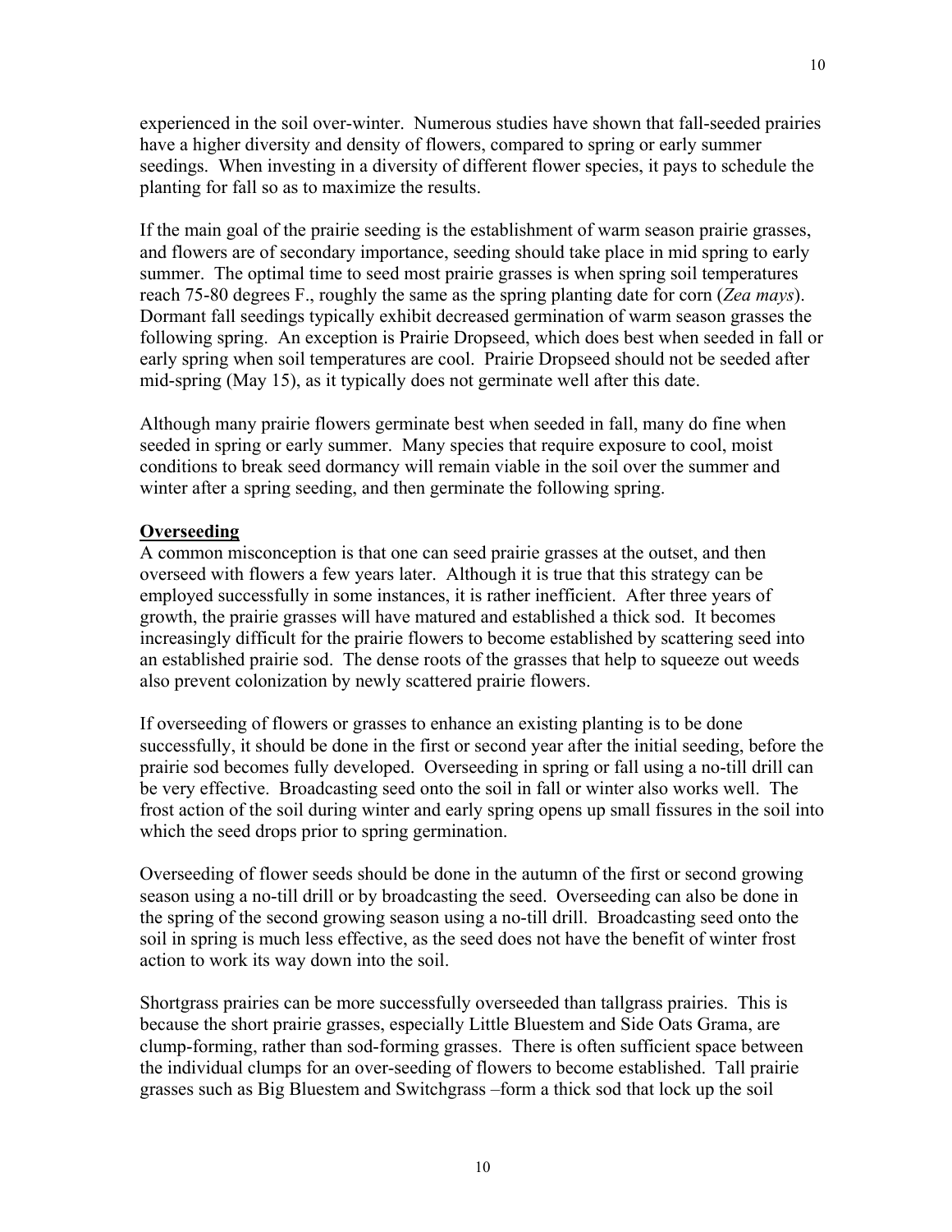experienced in the soil over-winter. Numerous studies have shown that fall-seeded prairies have a higher diversity and density of flowers, compared to spring or early summer seedings. When investing in a diversity of different flower species, it pays to schedule the planting for fall so as to maximize the results.

If the main goal of the prairie seeding is the establishment of warm season prairie grasses, and flowers are of secondary importance, seeding should take place in mid spring to early summer. The optimal time to seed most prairie grasses is when spring soil temperatures reach 75-80 degrees F., roughly the same as the spring planting date for corn (*Zea mays*). Dormant fall seedings typically exhibit decreased germination of warm season grasses the following spring. An exception is Prairie Dropseed, which does best when seeded in fall or early spring when soil temperatures are cool. Prairie Dropseed should not be seeded after mid-spring (May 15), as it typically does not germinate well after this date.

Although many prairie flowers germinate best when seeded in fall, many do fine when seeded in spring or early summer. Many species that require exposure to cool, moist conditions to break seed dormancy will remain viable in the soil over the summer and winter after a spring seeding, and then germinate the following spring.

**Overseeding**

A common misconception is that one can seed prairie grasses at the outset, and then overseed with flowers a few years later. Although it is true that this strategy can be employed successfully in some instances, it is rather inefficient. After three years of growth, the prairie grasses will have matured and established a thick sod. It becomes increasingly difficult for the prairie flowers to become established by scattering seed into an established prairie sod. The dense roots of the grasses that help to squeeze out weeds also prevent colonization by newly scattered prairie flowers.

If overseeding of flowers or grasses to enhance an existing planting is to be done successfully, it should be done in the first or second year after the initial seeding, before the prairie sod becomes fully developed. Overseeding in spring or fall using a no-till drill can be very effective. Broadcasting seed onto the soil in fall or winter also works well. The frost action of the soil during winter and early spring opens up small fissures in the soil into which the seed drops prior to spring germination.

Overseeding of flower seeds should be done in the autumn of the first or second growing season using a no-till drill or by broadcasting the seed. Overseeding can also be done in the spring of the second growing season using a no-till drill. Broadcasting seed onto the soil in spring is much less effective, as the seed does not have the benefit of winter frost action to work its way down into the soil.

Shortgrass prairies can be more successfully overseeded than tallgrass prairies. This is because the short prairie grasses, especially Little Bluestem and Side Oats Grama, are clump-forming, rather than sod-forming grasses. There is often sufficient space between the individual clumps for an over-seeding of flowers to become established. Tall prairie grasses such as Big Bluestem and Switchgrass –form a thick sod that lock up the soil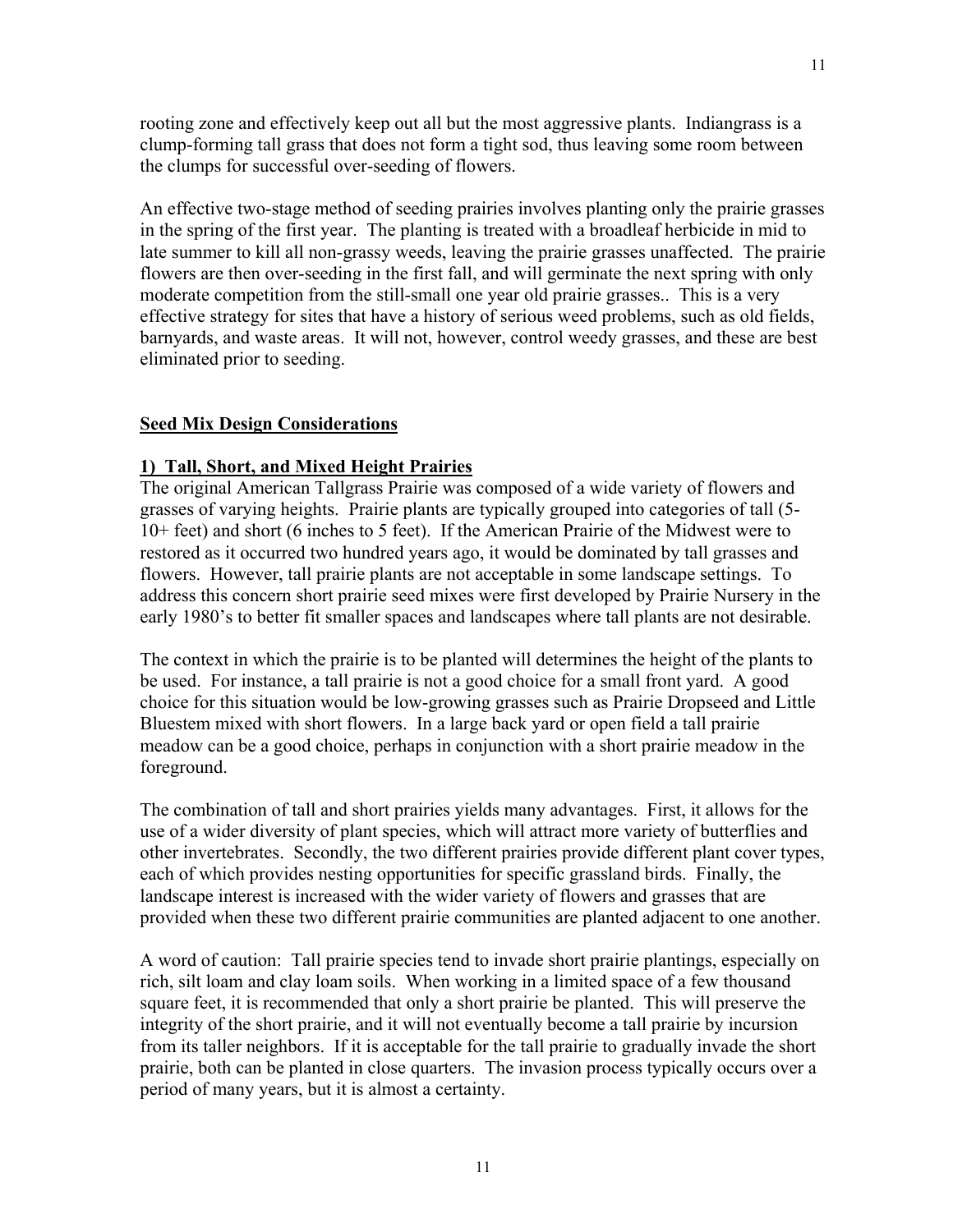rooting zone and effectively keep out all but the most aggressive plants. Indiangrass is a clump-forming tall grass that does not form a tight sod, thus leaving some room between the clumps for successful over-seeding of flowers.

An effective two-stage method of seeding prairies involves planting only the prairie grasses in the spring of the first year. The planting is treated with a broadleaf herbicide in mid to late summer to kill all non-grassy weeds, leaving the prairie grasses unaffected. The prairie flowers are then over-seeding in the first fall, and will germinate the next spring with only moderate competition from the still-small one year old prairie grasses.. This is a very effective strategy for sites that have a history of serious weed problems, such as old fields, barnyards, and waste areas. It will not, however, control weedy grasses, and these are best eliminated prior to seeding.

## Seed Mix Design Considerations

### 1) Tall, Short, and Mixed Height Prairies

The original American Tallgrass Prairie was composed of a wide variety of flowers and grasses of varying heights. Prairie plants are typically grouped into categories of tall (5-10+ feet) and short (6 inches to 5 feet). If the American Prairie of the Midwest were to restored as it occurred two hundred years ago, it would be dominated by tall grasses and flowers. However, tall prairie plants are not acceptable in some landscape settings. To address this concern short prairie seed mixes were first developed by Prairie Nursery in the early 1980's to better fit smaller spaces and landscapes where tall plants are not desirable.

The context in which the prairie is to be planted will determines the height of the plants to be used. For instance, a tall prairie is not a good choice for a small front yard. A good choice for this situation would be low-growing grasses such as Prairie Dropseed and Little Bluestem mixed with short flowers. In a large back yard or open field a tall prairie meadow can be a good choice, perhaps in conjunction with a short prairie meadow in the foreground.

The combination of tall and short prairies yields many advantages. First, it allows for the use of a wider diversity of plant species, which will attract more variety of butterflies and other invertebrates. Secondly, the two different prairies provide different plant cover types, each of which provides nesting opportunities for specific grassland birds. Finally, the landscape interest is increased with the wider variety of flowers and grasses that are provided when these two different prairie communities are planted adjacent to one another.

A word of caution: Tall prairie species tend to invade short prairie plantings, especially on rich, silt loam and clay loam soils. When working in a limited space of a few thousand square feet, it is recommended that only a short prairie be planted. This will preserve the integrity of the short prairie, and it will not eventually become a tall prairie by incursion from its taller neighbors. If it is acceptable for the tall prairie to gradually invade the short prairie, both can be planted in close quarters. The invasion process typically occurs over a period of many years, but it is almost a certainty.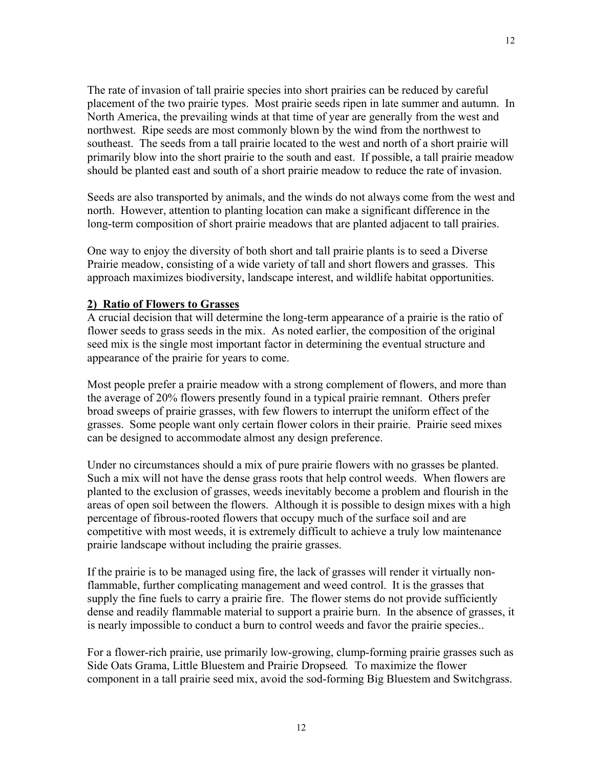The rate of invasion of tall prairie species into short prairies can be reduced by careful placement of the two prairie types. Most prairie seeds ripen in late summer and autumn. In North America, the prevailing winds at that time of year are generally from the west and northwest. Ripe seeds are most commonly blown by the wind from the northwest to southeast. The seeds from a tall prairie located to the west and north of a short prairie will primarily blow into the short prairie to the south and east. If possible, a tall prairie meadow should be planted east and south of a short prairie meadow to reduce the rate of invasion.

Seeds are also transported by animals, and the winds do not always come from the west and north. However, attention to planting location can make a significant difference in the long-term composition of short prairie meadows that are planted adjacent to tall prairies.

One way to enjoy the diversity of both short and tall prairie plants is to seed a Diverse Prairie meadow, consisting of a wide variety of tall and short flowers and grasses. This approach maximizes biodiversity, landscape interest, and wildlife habitat opportunities.

**2) Ratio of Flowers to Grasses**

A crucial decision that will determine the long-term appearance of a prairie is the ratio of flower seeds to grass seeds in the mix. As noted earlier, the composition of the original seed mix is the single most important factor in determining the eventual structure and appearance of the prairie for years to come.

Most people prefer a prairie meadow with a strong complement of flowers, and more than the average of 20% flowers presently found in a typical prairie remnant. Others prefer broad sweeps of prairie grasses, with few flowers to interrupt the uniform effect of the grasses. Some people want only certain flower colors in their prairie. Prairie seed mixes can be designed to accommodate almost any design preference.

Under no circumstances should a mix of pure prairie flowers with no grasses be planted. Such a mix will not have the dense grass roots that help control weeds. When flowers are planted to the exclusion of grasses, weeds inevitably become a problem and flourish in the areas of open soil between the flowers. Although it is possible to design mixes with a high percentage of fibrous-rooted flowers that occupy much of the surface soil and are competitive with most weeds, it is extremely difficult to achieve a truly low maintenance prairie landscape without including the prairie grasses.

If the prairie is to be managed using fire, the lack of grasses will render it virtually non-flammable, further complicating management and weed control. It is the grasses that supply the fine fuels to carry a prairie fire. The flower stems do not provide sufficiently dense and readily flammable material to support a prairie burn. In the absence of grasses, it is nearly impossible to conduct a burn to control weeds and favor the prairie species..

For a flower-rich prairie, use primarily low-growing, clump-forming prairie grasses such as Side Oats Grama, Little Bluestem and Prairie Dropseed*.* To maximize the flower component in a tall prairie seed mix, avoid the sod-forming Big Bluestem and Switchgrass.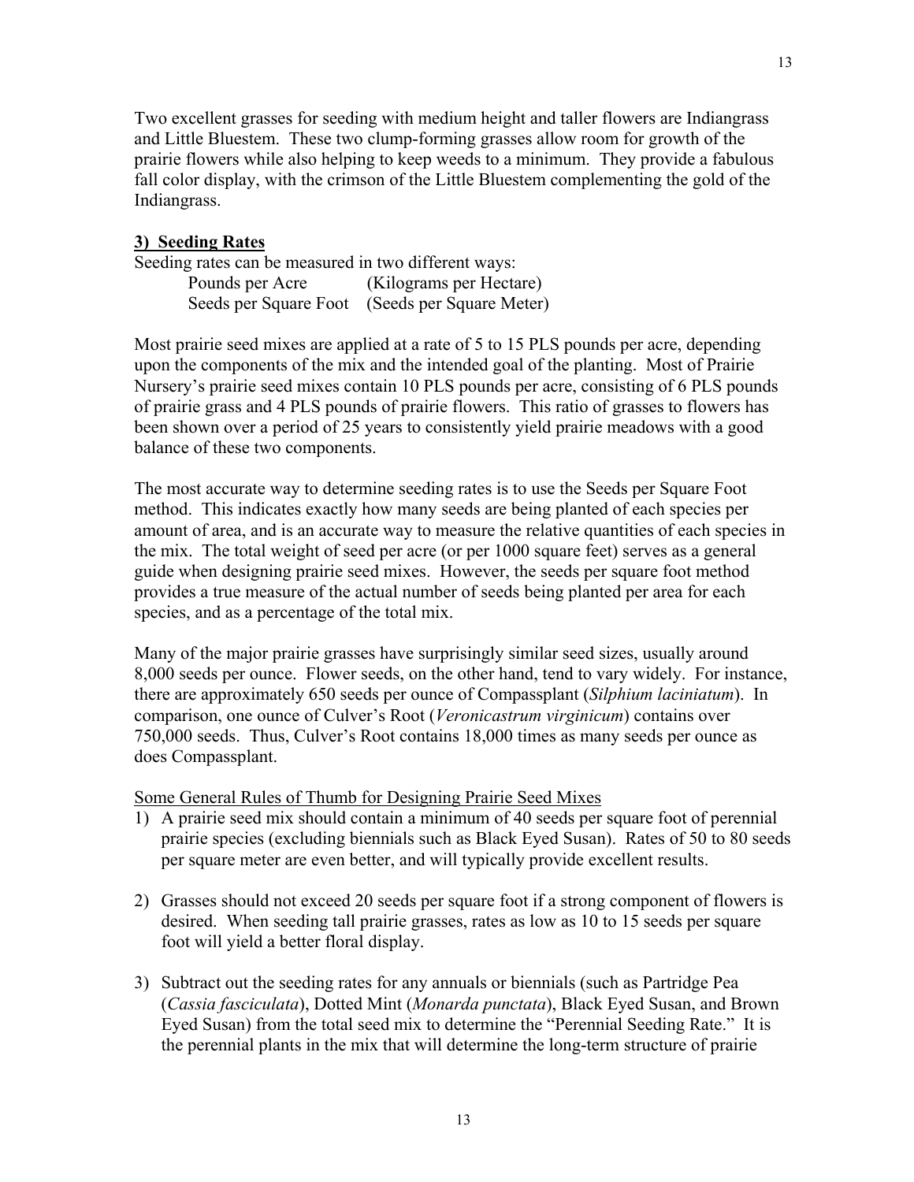Two excellent grasses for seeding with medium height and taller flowers are Indiangrass and Little Bluestem. These two clump-forming grasses allow room for growth of the prairie flowers while also helping to keep weeds to a minimum. They provide a fabulous fall color display, with the crimson of the Little Bluestem complementing the gold of the Indiangrass.

**3) Seeding Rates**

Seeding rates can be measured in two different ways:

| | |
|---|---|
| Pounds per Acre | (Kilograms per Hectare) |
| Seeds per Square Foot | (Seeds per Square Meter) |

Most prairie seed mixes are applied at a rate of 5 to 15 PLS pounds per acre, depending upon the components of the mix and the intended goal of the planting. Most of Prairie Nursery's prairie seed mixes contain 10 PLS pounds per acre, consisting of 6 PLS pounds of prairie grass and 4 PLS pounds of prairie flowers. This ratio of grasses to flowers has been shown over a period of 25 years to consistently yield prairie meadows with a good balance of these two components.

The most accurate way to determine seeding rates is to use the Seeds per Square Foot method. This indicates exactly how many seeds are being planted of each species per amount of area, and is an accurate way to measure the relative quantities of each species in the mix. The total weight of seed per acre (or per 1000 square feet) serves as a general guide when designing prairie seed mixes. However, the seeds per square foot method provides a true measure of the actual number of seeds being planted per area for each species, and as a percentage of the total mix.

Many of the major prairie grasses have surprisingly similar seed sizes, usually around 8,000 seeds per ounce. Flower seeds, on the other hand, tend to vary widely. For instance, there are approximately 650 seeds per ounce of Compassplant (*Silphium laciniatum*). In comparison, one ounce of Culver's Root (*Veronicastrum virginicum*) contains over 750,000 seeds. Thus, Culver's Root contains 18,000 times as many seeds per ounce as does Compassplant.

Some General Rules of Thumb for Designing Prairie Seed Mixes

1) A prairie seed mix should contain a minimum of 40 seeds per square foot of perennial prairie species (excluding biennials such as Black Eyed Susan). Rates of 50 to 80 seeds per square meter are even better, and will typically provide excellent results.

2) Grasses should not exceed 20 seeds per square foot if a strong component of flowers is desired. When seeding tall prairie grasses, rates as low as 10 to 15 seeds per square foot will yield a better floral display.

3) Subtract out the seeding rates for any annuals or biennials (such as Partridge Pea (*Cassia fasciculata*), Dotted Mint (*Monarda punctata*), Black Eyed Susan, and Brown Eyed Susan) from the total seed mix to determine the "Perennial Seeding Rate." It is the perennial plants in the mix that will determine the long-term structure of prairie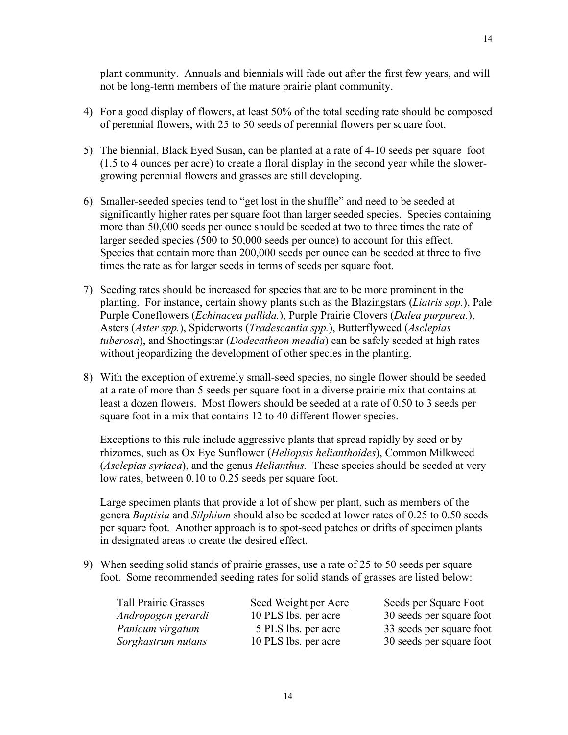plant community. Annuals and biennials will fade out after the first few years, and will not be long-term members of the mature prairie plant community.

4) For a good display of flowers, at least 50% of the total seeding rate should be composed of perennial flowers, with 25 to 50 seeds of perennial flowers per square foot.

5) The biennial, Black Eyed Susan, can be planted at a rate of 4-10 seeds per square foot (1.5 to 4 ounces per acre) to create a floral display in the second year while the slower-growing perennial flowers and grasses are still developing.

6) Smaller-seeded species tend to "get lost in the shuffle" and need to be seeded at significantly higher rates per square foot than larger seeded species. Species containing more than 50,000 seeds per ounce should be seeded at two to three times the rate of larger seeded species (500 to 50,000 seeds per ounce) to account for this effect. Species that contain more than 200,000 seeds per ounce can be seeded at three to five times the rate as for larger seeds in terms of seeds per square foot.

7) Seeding rates should be increased for species that are to be more prominent in the planting. For instance, certain showy plants such as the Blazingstars (*Liatris spp.*), Pale Purple Coneflowers (*Echinacea pallida.*), Purple Prairie Clovers (*Dalea purpurea.*), Asters (*Aster spp.*), Spiderworts (*Tradescantia spp.*), Butterflyweed (*Asclepias tuberosa*), and Shootingstar (*Dodecatheon meadia*) can be safely seeded at high rates without jeopardizing the development of other species in the planting.

8) With the exception of extremely small-seed species, no single flower should be seeded at a rate of more than 5 seeds per square foot in a diverse prairie mix that contains at least a dozen flowers. Most flowers should be seeded at a rate of 0.50 to 3 seeds per square foot in a mix that contains 12 to 40 different flower species.

   Exceptions to this rule include aggressive plants that spread rapidly by seed or by rhizomes, such as Ox Eye Sunflower (*Heliopsis helianthoides*), Common Milkweed (*Asclepias syriaca*), and the genus *Helianthus.* These species should be seeded at very low rates, between 0.10 to 0.25 seeds per square foot.

   Large specimen plants that provide a lot of show per plant, such as members of the genera *Baptisia* and *Silphium* should also be seeded at lower rates of 0.25 to 0.50 seeds per square foot. Another approach is to spot-seed patches or drifts of specimen plants in designated areas to create the desired effect.

9) When seeding solid stands of prairie grasses, use a rate of 25 to 50 seeds per square foot. Some recommended seeding rates for solid stands of grasses are listed below:

| Tall Prairie Grasses | Seed Weight per Acre | Seeds per Square Foot |
|---|---|---|
| *Andropogon gerardi* | 10 PLS lbs. per acre | 30 seeds per square foot |
| *Panicum virgatum* | 5 PLS lbs. per acre | 33 seeds per square foot |
| *Sorghastrum nutans* | 10 PLS lbs. per acre | 30 seeds per square foot |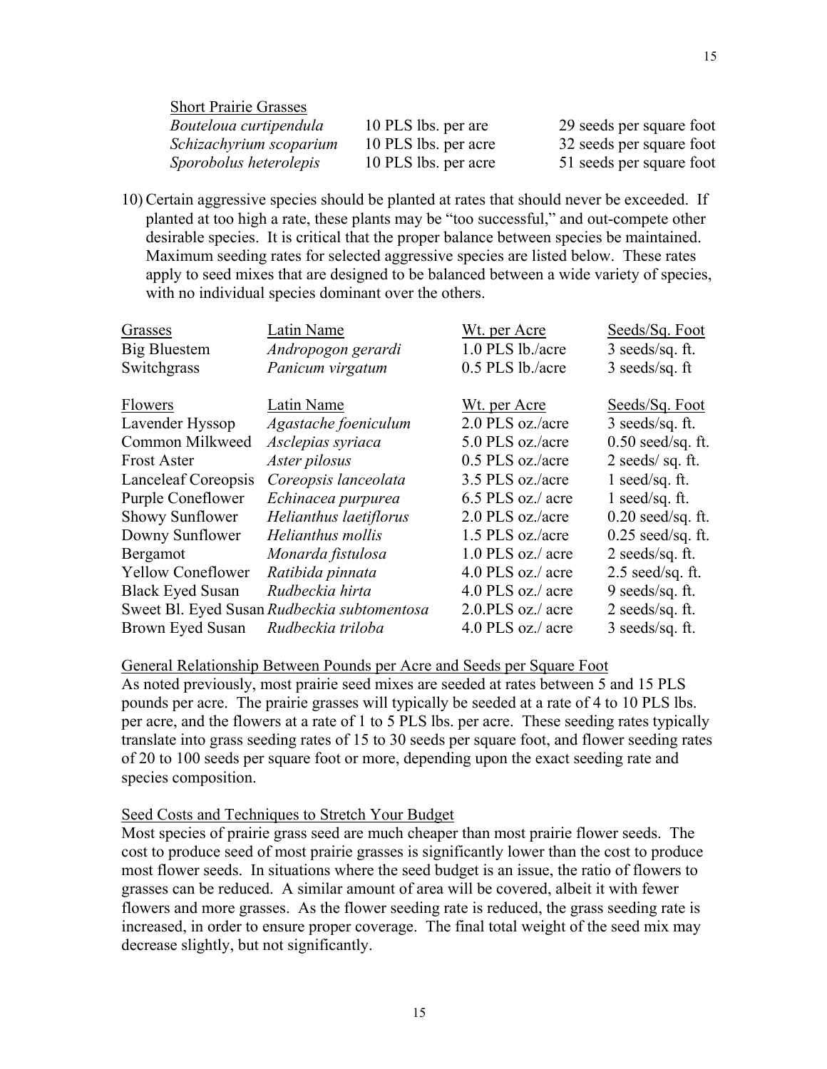| Short Prairie Grasses | | |
|---|---|---|
| *Bouteloua curtipendula* | 10 PLS lbs. per are | 29 seeds per square foot |
| *Schizachyrium scoparium* | 10 PLS lbs. per acre | 32 seeds per square foot |
| *Sporobolus heterolepis* | 10 PLS lbs. per acre | 51 seeds per square foot |

10) Certain aggressive species should be planted at rates that should never be exceeded. If planted at too high a rate, these plants may be "too successful," and out-compete other desirable species. It is critical that the proper balance between species be maintained. Maximum seeding rates for selected aggressive species are listed below. These rates apply to seed mixes that are designed to be balanced between a wide variety of species, with no individual species dominant over the others.

| Grasses | Latin Name | Wt. per Acre | Seeds/Sq. Foot |
|---|---|---|---|
| Big Bluestem | *Andropogon gerardi* | 1.0 PLS lb./acre | 3 seeds/sq. ft. |
| Switchgrass | *Panicum virgatum* | 0.5 PLS lb./acre | 3 seeds/sq. ft |

| Flowers | Latin Name | Wt. per Acre | Seeds/Sq. Foot |
|---|---|---|---|
| Lavender Hyssop | *Agastache foeniculum* | 2.0 PLS oz./acre | 3 seeds/sq. ft. |
| Common Milkweed | *Asclepias syriaca* | 5.0 PLS oz./acre | 0.50 seed/sq. ft. |
| Frost Aster | *Aster pilosus* | 0.5 PLS oz./acre | 2 seeds/ sq. ft. |
| Lanceleaf Coreopsis | *Coreopsis lanceolata* | 3.5 PLS oz./acre | 1 seed/sq. ft. |
| Purple Coneflower | *Echinacea purpurea* | 6.5 PLS oz./ acre | 1 seed/sq. ft. |
| Showy Sunflower | *Helianthus laetiflorus* | 2.0 PLS oz./acre | 0.20 seed/sq. ft. |
| Downy Sunflower | *Helianthus mollis* | 1.5 PLS oz./acre | 0.25 seed/sq. ft. |
| Bergamot | *Monarda fistulosa* | 1.0 PLS oz./ acre | 2 seeds/sq. ft. |
| Yellow Coneflower | *Ratibida pinnata* | 4.0 PLS oz./ acre | 2.5 seed/sq. ft. |
| Black Eyed Susan | *Rudbeckia hirta* | 4.0 PLS oz./ acre | 9 seeds/sq. ft. |
| Sweet Bl. Eyed Susan | *Rudbeckia subtomentosa* | 2.0.PLS oz./ acre | 2 seeds/sq. ft. |
| Brown Eyed Susan | *Rudbeckia triloba* | 4.0 PLS oz./ acre | 3 seeds/sq. ft. |

General Relationship Between Pounds per Acre and Seeds per Square Foot

As noted previously, most prairie seed mixes are seeded at rates between 5 and 15 PLS pounds per acre. The prairie grasses will typically be seeded at a rate of 4 to 10 PLS lbs. per acre, and the flowers at a rate of 1 to 5 PLS lbs. per acre. These seeding rates typically translate into grass seeding rates of 15 to 30 seeds per square foot, and flower seeding rates of 20 to 100 seeds per square foot or more, depending upon the exact seeding rate and species composition.

Seed Costs and Techniques to Stretch Your Budget

Most species of prairie grass seed are much cheaper than most prairie flower seeds. The cost to produce seed of most prairie grasses is significantly lower than the cost to produce most flower seeds. In situations where the seed budget is an issue, the ratio of flowers to grasses can be reduced. A similar amount of area will be covered, albeit it with fewer flowers and more grasses. As the flower seeding rate is reduced, the grass seeding rate is increased, in order to ensure proper coverage. The final total weight of the seed mix may decrease slightly, but not significantly.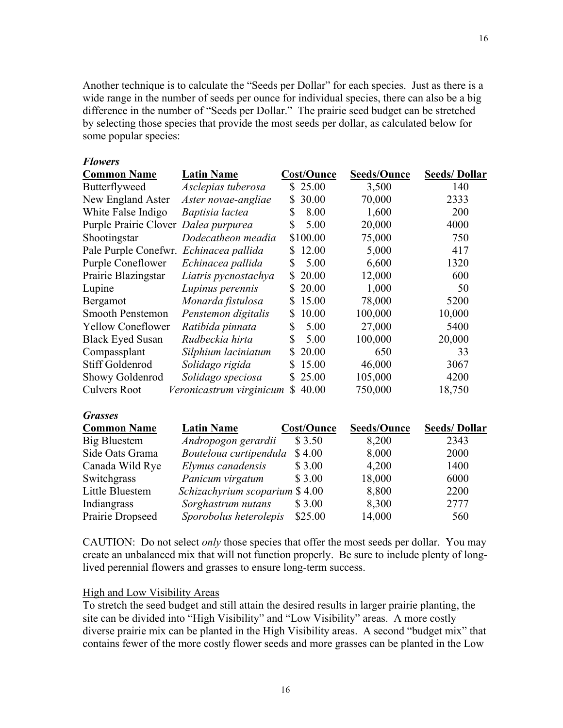Another technique is to calculate the "Seeds per Dollar" for each species. Just as there is a wide range in the number of seeds per ounce for individual species, there can also be a big difference in the number of "Seeds per Dollar." The prairie seed budget can be stretched by selecting those species that provide the most seeds per dollar, as calculated below for some popular species:

***Flowers***

| Common Name | Latin Name | Cost/Ounce | Seeds/Ounce | Seeds/ Dollar |
|---|---|---|---|---|
| Butterflyweed | *Asclepias tuberosa* | $ 25.00 | 3,500 | 140 |
| New England Aster | *Aster novae-angliae* | $ 30.00 | 70,000 | 2333 |
| White False Indigo | *Baptisia lactea* | $ 8.00 | 1,600 | 200 |
| Purple Prairie Clover | *Dalea purpurea* | $ 5.00 | 20,000 | 4000 |
| Shootingstar | *Dodecatheon meadia* | $100.00 | 75,000 | 750 |
| Pale Purple Conefwr. | *Echinacea pallida* | $ 12.00 | 5,000 | 417 |
| Purple Coneflower | *Echinacea pallida* | $ 5.00 | 6,600 | 1320 |
| Prairie Blazingstar | *Liatris pycnostachya* | $ 20.00 | 12,000 | 600 |
| Lupine | *Lupinus perennis* | $ 20.00 | 1,000 | 50 |
| Bergamot | *Monarda fistulosa* | $ 15.00 | 78,000 | 5200 |
| Smooth Penstemon | *Penstemon digitalis* | $ 10.00 | 100,000 | 10,000 |
| Yellow Coneflower | *Ratibida pinnata* | $ 5.00 | 27,000 | 5400 |
| Black Eyed Susan | *Rudbeckia hirta* | $ 5.00 | 100,000 | 20,000 |
| Compassplant | *Silphium laciniatum* | $ 20.00 | 650 | 33 |
| Stiff Goldenrod | *Solidago rigida* | $ 15.00 | 46,000 | 3067 |
| Showy Goldenrod | *Solidago speciosa* | $ 25.00 | 105,000 | 4200 |
| Culvers Root | *Veronicastrum virginicum* | $ 40.00 | 750,000 | 18,750 |

***Grasses***

| Common Name | Latin Name | Cost/Ounce | Seeds/Ounce | Seeds/ Dollar |
|---|---|---|---|---|
| Big Bluestem | *Andropogon gerardii* | $ 3.50 | 8,200 | 2343 |
| Side Oats Grama | *Bouteloua curtipendula* | $ 4.00 | 8,000 | 2000 |
| Canada Wild Rye | *Elymus canadensis* | $ 3.00 | 4,200 | 1400 |
| Switchgrass | *Panicum virgatum* | $ 3.00 | 18,000 | 6000 |
| Little Bluestem | *Schizachyrium scoparium* | $ 4.00 | 8,800 | 2200 |
| Indiangrass | *Sorghastrum nutans* | $ 3.00 | 8,300 | 2777 |
| Prairie Dropseed | *Sporobolus heterolepis* | $25.00 | 14,000 | 560 |

CAUTION: Do not select *only* those species that offer the most seeds per dollar. You may create an unbalanced mix that will not function properly. Be sure to include plenty of long-lived perennial flowers and grasses to ensure long-term success.

<u>High and Low Visibility Areas</u>

To stretch the seed budget and still attain the desired results in larger prairie planting, the site can be divided into "High Visibility" and "Low Visibility" areas. A more costly diverse prairie mix can be planted in the High Visibility areas. A second "budget mix" that contains fewer of the more costly flower seeds and more grasses can be planted in the Low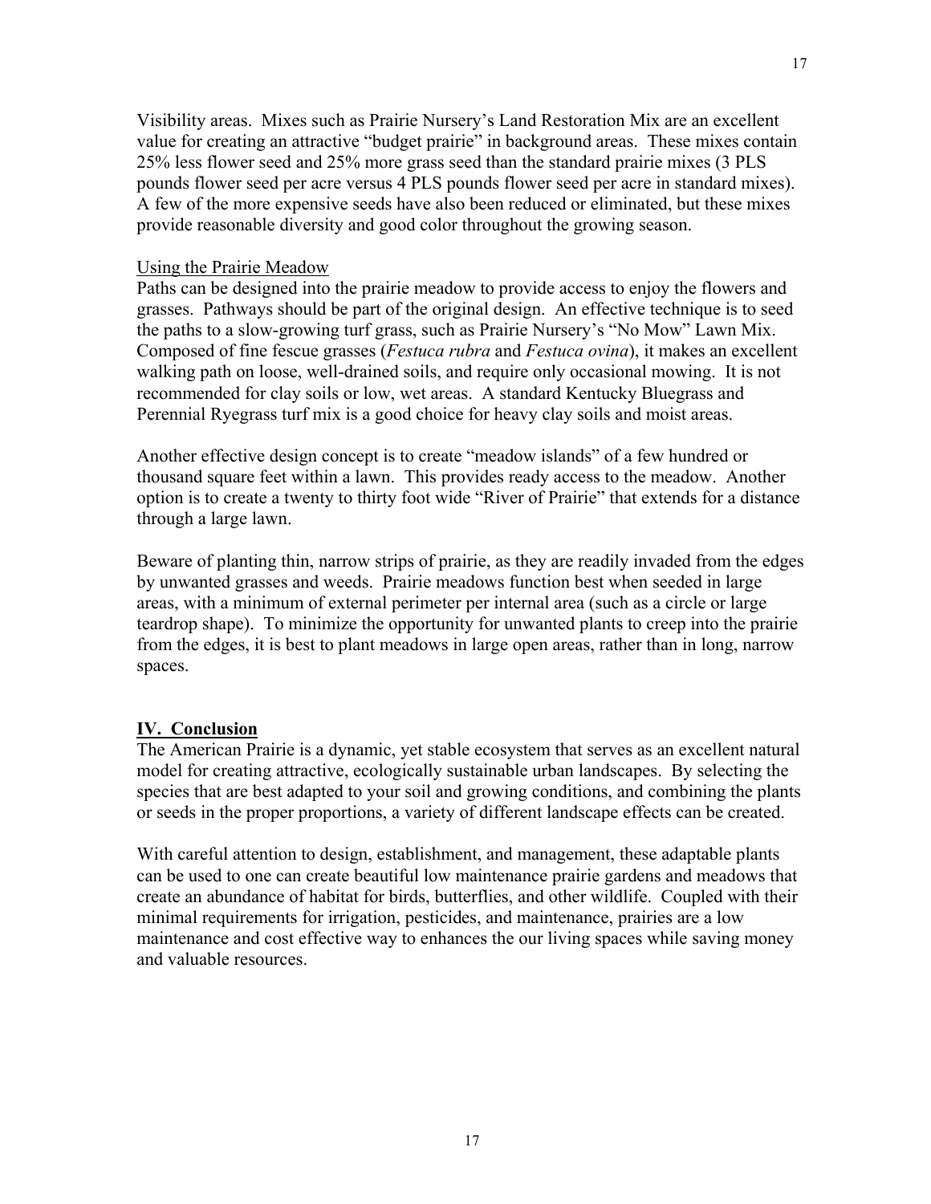Visibility areas. Mixes such as Prairie Nursery's Land Restoration Mix are an excellent value for creating an attractive "budget prairie" in background areas. These mixes contain 25% less flower seed and 25% more grass seed than the standard prairie mixes (3 PLS pounds flower seed per acre versus 4 PLS pounds flower seed per acre in standard mixes). A few of the more expensive seeds have also been reduced or eliminated, but these mixes provide reasonable diversity and good color throughout the growing season.

Using the Prairie Meadow

Paths can be designed into the prairie meadow to provide access to enjoy the flowers and grasses. Pathways should be part of the original design. An effective technique is to seed the paths to a slow-growing turf grass, such as Prairie Nursery's "No Mow" Lawn Mix. Composed of fine fescue grasses (*Festuca rubra* and *Festuca ovina*), it makes an excellent walking path on loose, well-drained soils, and require only occasional mowing. It is not recommended for clay soils or low, wet areas. A standard Kentucky Bluegrass and Perennial Ryegrass turf mix is a good choice for heavy clay soils and moist areas.

Another effective design concept is to create "meadow islands" of a few hundred or thousand square feet within a lawn. This provides ready access to the meadow. Another option is to create a twenty to thirty foot wide "River of Prairie" that extends for a distance through a large lawn.

Beware of planting thin, narrow strips of prairie, as they are readily invaded from the edges by unwanted grasses and weeds. Prairie meadows function best when seeded in large areas, with a minimum of external perimeter per internal area (such as a circle or large teardrop shape). To minimize the opportunity for unwanted plants to creep into the prairie from the edges, it is best to plant meadows in large open areas, rather than in long, narrow spaces.

## IV. Conclusion

The American Prairie is a dynamic, yet stable ecosystem that serves as an excellent natural model for creating attractive, ecologically sustainable urban landscapes. By selecting the species that are best adapted to your soil and growing conditions, and combining the plants or seeds in the proper proportions, a variety of different landscape effects can be created.

With careful attention to design, establishment, and management, these adaptable plants can be used to one can create beautiful low maintenance prairie gardens and meadows that create an abundance of habitat for birds, butterflies, and other wildlife. Coupled with their minimal requirements for irrigation, pesticides, and maintenance, prairies are a low maintenance and cost effective way to enhances the our living spaces while saving money and valuable resources.